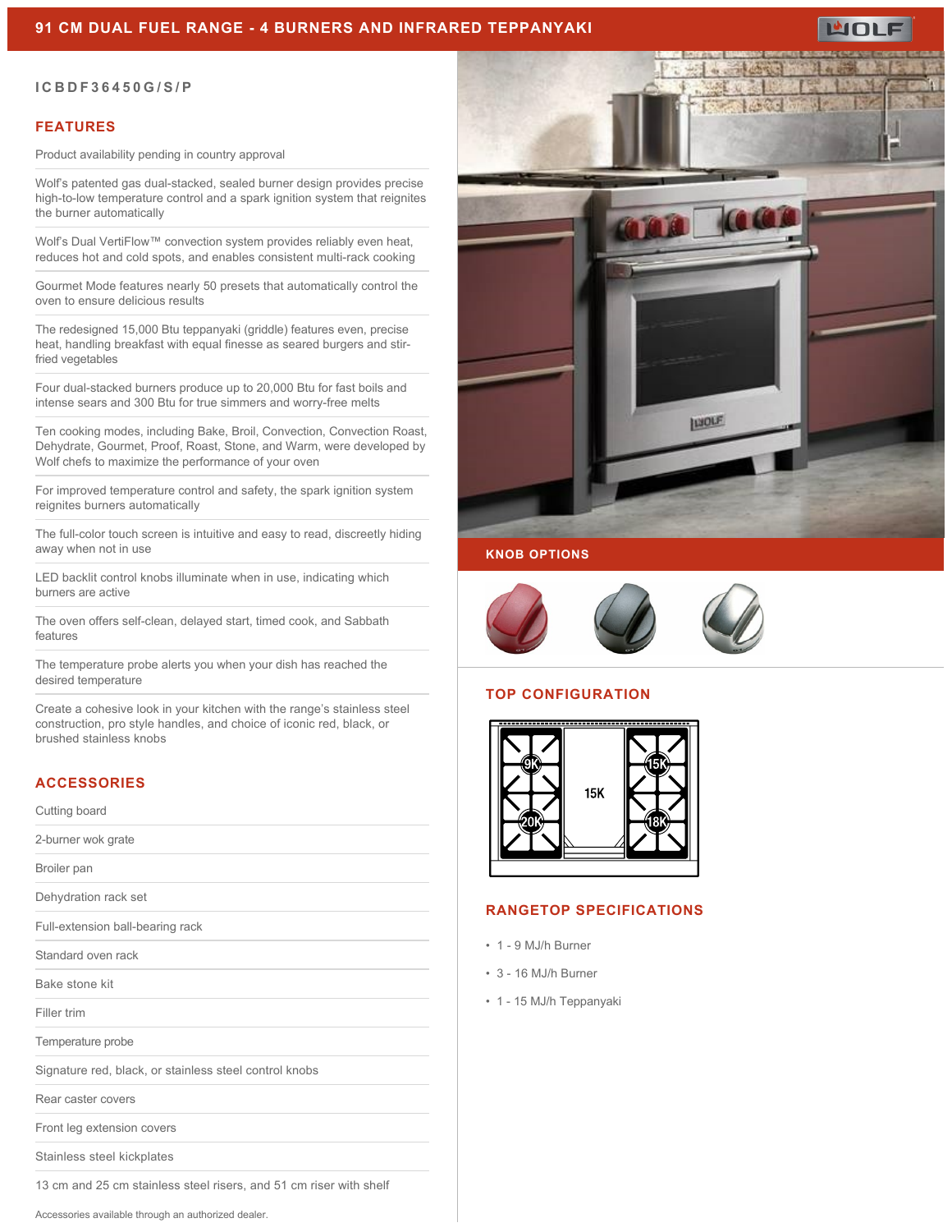# 91 CM DUAL FUEL RANGE - 4 BURNERS AND INFRARED TEPPANYAKI

ICBDF36450G/S/P

## FEATURES

Product availability pending in country approval

Wolf's patented gas dual-stacked, sealed burner design provides precise high-to-low temperature control and a spark ignition system that reignites the burner automatically

Wolf's Dual VertiFlow™ convection system provides reliably even heat, reduces hot and cold spots, and enables consistent multi-rack cooking

Gourmet Mode features nearly 50 presets that automatically control the oven to ensure delicious results

The redesigned 15,000 Btu teppanyaki (griddle) features even, precise heat, handling breakfast with equal finesse as seared burgers and stir-fried vegetables

Four dual-stacked burners produce up to 20,000 Btu for fast boils and intense sears and 300 Btu for true simmers and worry-free melts

Ten cooking modes, including Bake, Broil, Convection, Convection Roast, Dehydrate, Gourmet, Proof, Roast, Stone, and Warm, were developed by Wolf chefs to maximize the performance of your oven

For improved temperature control and safety, the spark ignition system reignites burners automatically

The full-color touch screen is intuitive and easy to read, discreetly hiding away when not in use

LED backlit control knobs illuminate when in use, indicating which burners are active

The oven offers self-clean, delayed start, timed cook, and Sabbath features

The temperature probe alerts you when your dish has reached the desired temperature

Create a cohesive look in your kitchen with the range's stainless steel construction, pro style handles, and choice of iconic red, black, or brushed stainless knobs

## ACCESSORIES

Cutting board

2-burner wok grate

Broiler pan

Dehydration rack set

Full-extension ball-bearing rack

Standard oven rack

Bake stone kit

Filler trim

Temperature probe

Signature red, black, or stainless steel control knobs

Rear caster covers

Front leg extension covers

Stainless steel kickplates

13 cm and 25 cm stainless steel risers, and 51 cm riser with shelf

Accessories available through an authorized dealer.

## KNOB OPTIONS

## TOP CONFIGURATION

9K, 20K, 15K, 15K, 18K

## RANGETOP SPECIFICATIONS

- 1 - 9 MJ/h Burner
- 3 - 16 MJ/h Burner
- 1 - 15 MJ/h Teppanyaki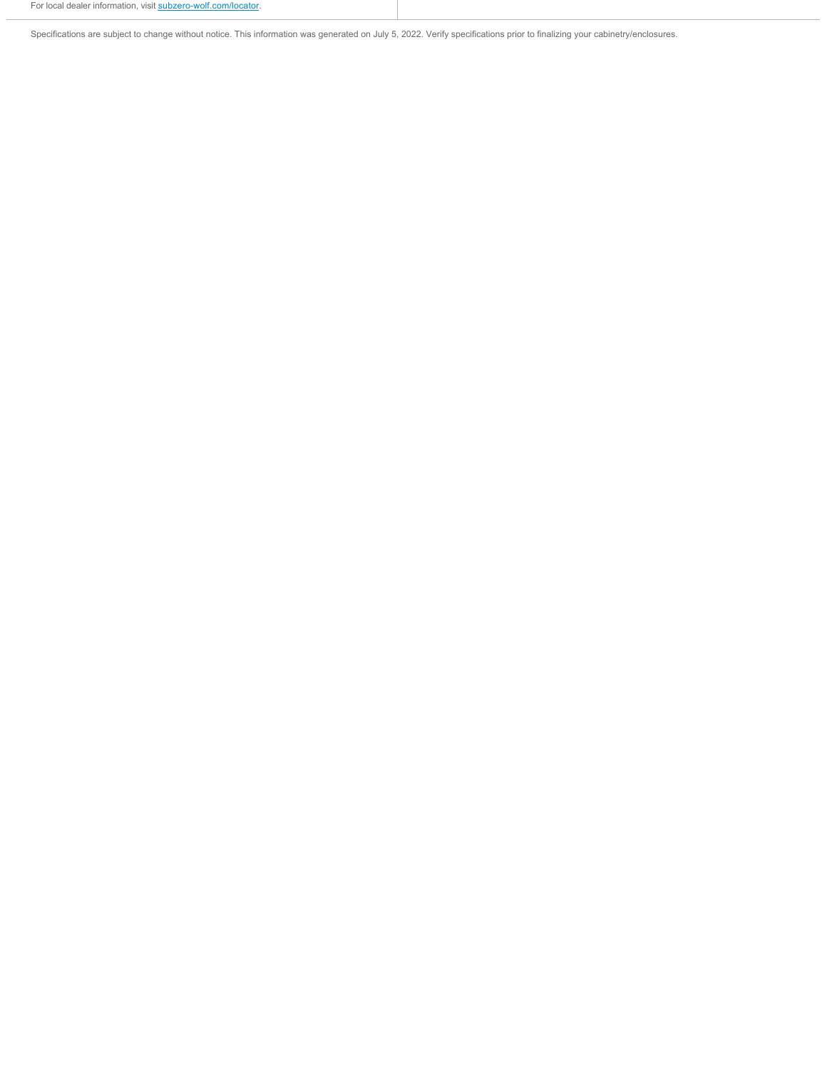For local dealer information, visit [subzero-wolf.com/locator](subzero-wolf.com/locator).

Specifications are subject to change without notice. This information was generated on July 5, 2022. Verify specifications prior to finalizing your cabinetry/enclosures.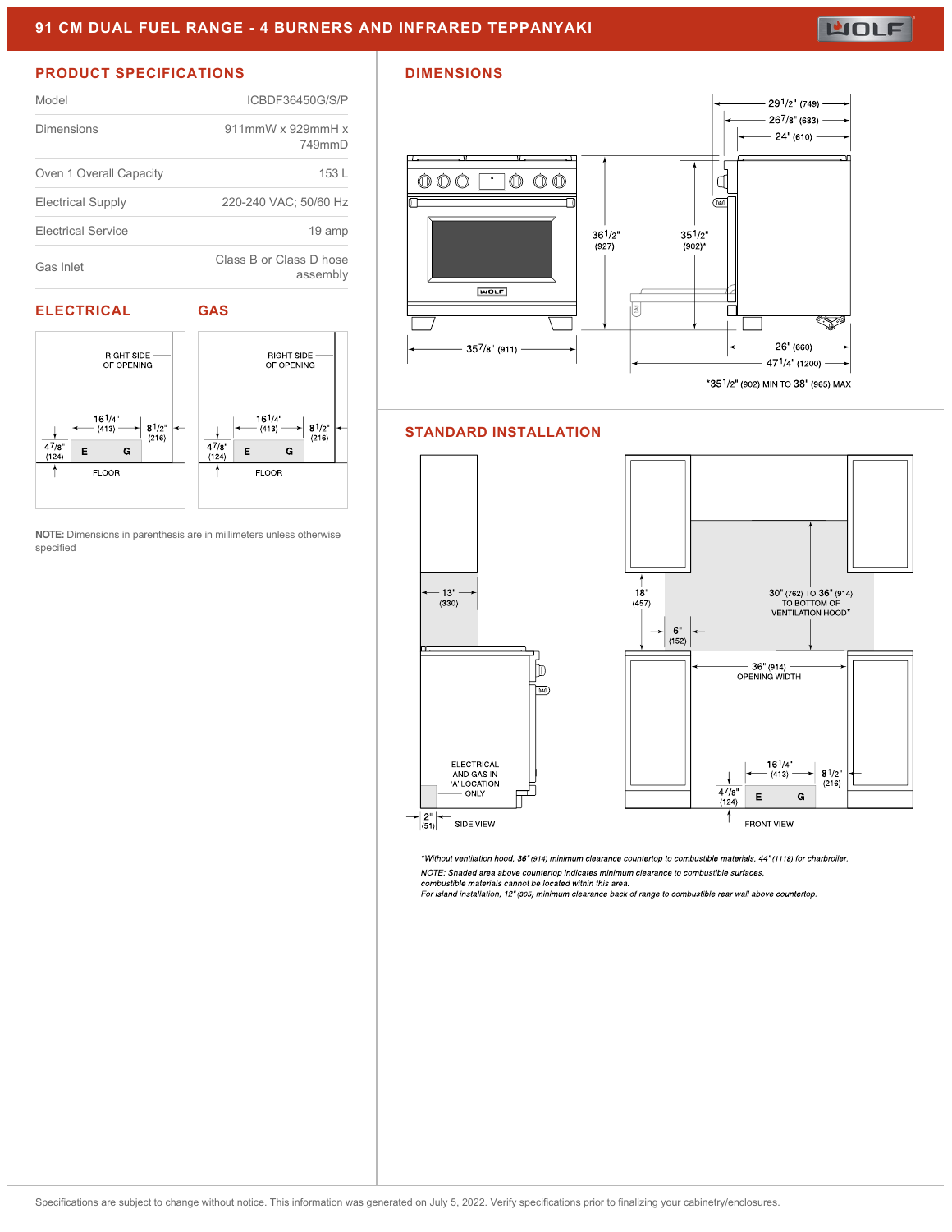# 91 CM DUAL FUEL RANGE - 4 BURNERS AND INFRARED TEPPANYAKI

## PRODUCT SPECIFICATIONS

| | |
|---|---|
| Model | ICBDF36450G/S/P |
| Dimensions | 911mmW x 929mmH x 749mmD |
| Oven 1 Overall Capacity | 153 L |
| Electrical Supply | 220-240 VAC; 50/60 Hz |
| Electrical Service | 19 amp |
| Gas Inlet | Class B or Class D hose assembly |

## ELECTRICAL

RIGHT SIDE OF OPENING

16 1/4" (413)

8 1/2" (216)

4 7/8" (124)

E G

FLOOR

## GAS

RIGHT SIDE OF OPENING

16 1/4" (413)

8 1/2" (216)

4 7/8" (124)

E G

FLOOR

**NOTE:** Dimensions in parenthesis are in millimeters unless otherwise specified

## DIMENSIONS

29 1/2" (749)

26 7/8" (683)

24" (610)

36 1/2" (927)

35 1/2" (902)*

35 7/8" (911)

26" (660)

47 1/4" (1200)

*35 1/2" (902) MIN TO 38" (965) MAX

## STANDARD INSTALLATION

13" (330)

ELECTRICAL AND GAS IN 'A' LOCATION ONLY

2" (51)

SIDE VIEW

18" (457)

6" (152)

30" (762) TO 36" (914) TO BOTTOM OF VENTILATION HOOD*

36" (914) OPENING WIDTH

16 1/4" (413)

8 1/2" (216)

4 7/8" (124)

E G

FRONT VIEW

*\*Without ventilation hood, 36" (914) minimum clearance countertop to combustible materials, 44" (1118) for charbroiler.*

*NOTE: Shaded area above countertop indicates minimum clearance to combustible surfaces, combustible materials cannot be located within this area.*

*For island installation, 12" (305) minimum clearance back of range to combustible rear wall above countertop.*

Specifications are subject to change without notice. This information was generated on July 5, 2022. Verify specifications prior to finalizing your cabinetry/enclosures.